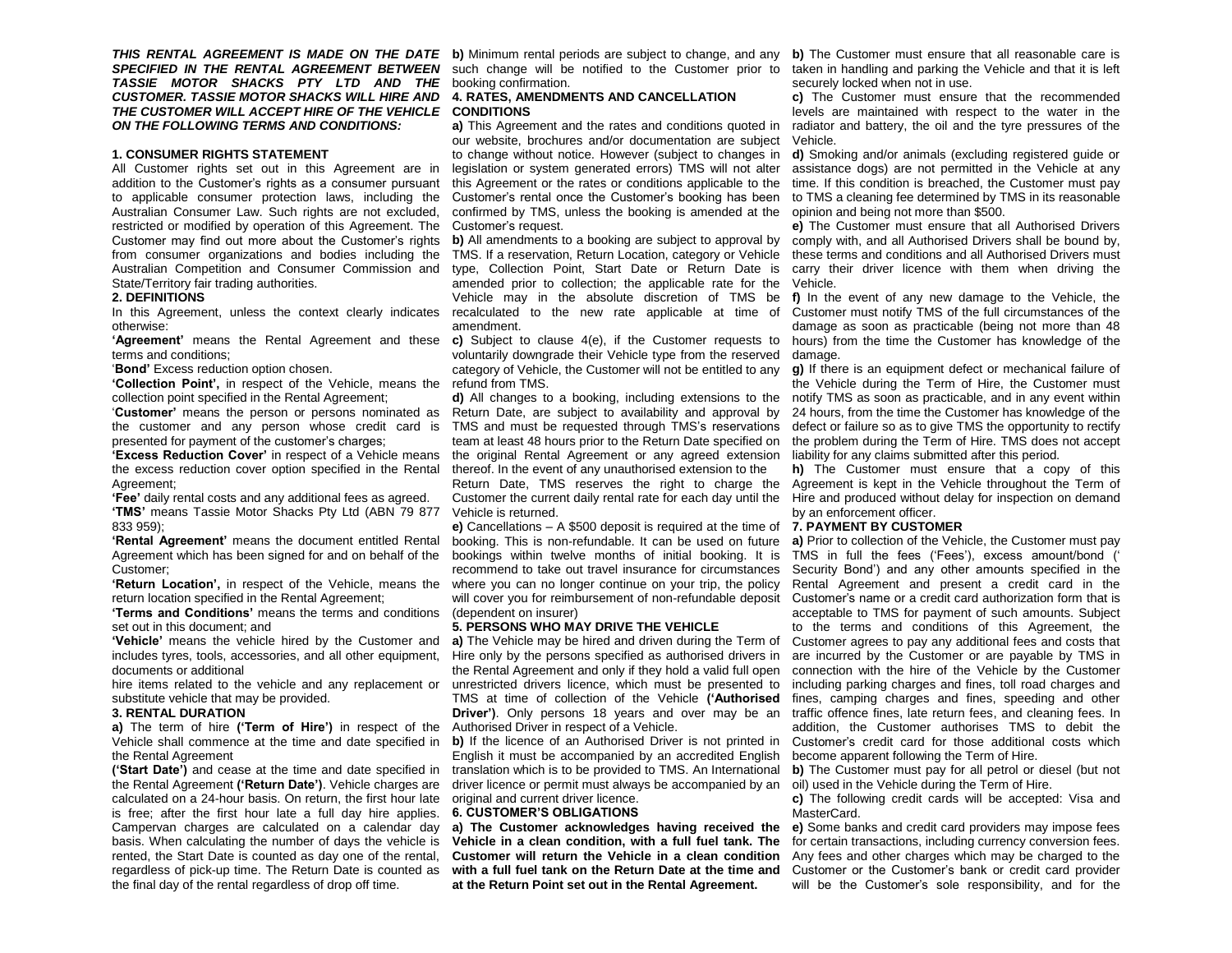***THIS RENTAL AGREEMENT IS MADE ON THE DATE SPECIFIED IN THE RENTAL AGREEMENT BETWEEN TASSIE MOTOR SHACKS PTY LTD AND THE CUSTOMER. TASSIE MOTOR SHACKS WILL HIRE AND THE CUSTOMER WILL ACCEPT HIRE OF THE VEHICLE ON THE FOLLOWING TERMS AND CONDITIONS:***

**1. CONSUMER RIGHTS STATEMENT**

All Customer rights set out in this Agreement are in addition to the Customer's rights as a consumer pursuant to applicable consumer protection laws, including the Australian Consumer Law. Such rights are not excluded, restricted or modified by operation of this Agreement. The Customer may find out more about the Customer's rights from consumer organizations and bodies including the Australian Competition and Consumer Commission and State/Territory fair trading authorities.

**2. DEFINITIONS**

In this Agreement, unless the context clearly indicates otherwise:

**'Agreement'** means the Rental Agreement and these terms and conditions;

'**Bond'** Excess reduction option chosen.

**'Collection Point',** in respect of the Vehicle, means the collection point specified in the Rental Agreement;

'**Customer'** means the person or persons nominated as the customer and any person whose credit card is presented for payment of the customer's charges;

**'Excess Reduction Cover'** in respect of a Vehicle means the excess reduction cover option specified in the Rental Agreement;

**'Fee'** daily rental costs and any additional fees as agreed.

**'TMS'** means Tassie Motor Shacks Pty Ltd (ABN 79 877 833 959);

**'Rental Agreement'** means the document entitled Rental Agreement which has been signed for and on behalf of the Customer;

**'Return Location',** in respect of the Vehicle, means the return location specified in the Rental Agreement;

**'Terms and Conditions'** means the terms and conditions set out in this document; and

**'Vehicle'** means the vehicle hired by the Customer and includes tyres, tools, accessories, and all other equipment, documents or additional hire items related to the vehicle and any replacement or substitute vehicle that may be provided.

**3. RENTAL DURATION**

**a)** The term of hire **('Term of Hire')** in respect of the Vehicle shall commence at the time and date specified in the Rental Agreement **('Start Date')** and cease at the time and date specified in the Rental Agreement **('Return Date')**. Vehicle charges are calculated on a 24-hour basis. On return, the first hour late is free; after the first hour late a full day hire applies. Campervan charges are calculated on a calendar day basis. When calculating the number of days the vehicle is rented, the Start Date is counted as day one of the rental, regardless of pick-up time. The Return Date is counted as the final day of the rental regardless of drop off time.

**b)** Minimum rental periods are subject to change, and any such change will be notified to the Customer prior to booking confirmation.

**4. RATES, AMENDMENTS AND CANCELLATION CONDITIONS**

**a)** This Agreement and the rates and conditions quoted in our website, brochures and/or documentation are subject to change without notice. However (subject to changes in legislation or system generated errors) TMS will not alter this Agreement or the rates or conditions applicable to the Customer's rental once the Customer's booking has been confirmed by TMS, unless the booking is amended at the Customer's request.

**b)** All amendments to a booking are subject to approval by TMS. If a reservation, Return Location, category or Vehicle type, Collection Point, Start Date or Return Date is amended prior to collection; the applicable rate for the Vehicle may in the absolute discretion of TMS be recalculated to the new rate applicable at time of amendment.

**c)** Subject to clause 4(e), if the Customer requests to voluntarily downgrade their Vehicle type from the reserved category of Vehicle, the Customer will not be entitled to any refund from TMS.

**d)** All changes to a booking, including extensions to the Return Date, are subject to availability and approval by TMS and must be requested through TMS's reservations team at least 48 hours prior to the Return Date specified on the original Rental Agreement or any agreed extension thereof. In the event of any unauthorised extension to the Return Date, TMS reserves the right to charge the Customer the current daily rental rate for each day until the Vehicle is returned.

**e)** Cancellations – A $500 deposit is required at the time of booking. This is non-refundable. It can be used on future bookings within twelve months of initial booking. It is recommend to take out travel insurance for circumstances where you can no longer continue on your trip, the policy will cover you for reimbursement of non-refundable deposit (dependent on insurer)

**5. PERSONS WHO MAY DRIVE THE VEHICLE**

**a)** The Vehicle may be hired and driven during the Term of Hire only by the persons specified as authorised drivers in the Rental Agreement and only if they hold a valid full open unrestricted drivers licence, which must be presented to TMS at time of collection of the Vehicle **('Authorised Driver')**. Only persons 18 years and over may be an Authorised Driver in respect of a Vehicle.

**b)** If the licence of an Authorised Driver is not printed in English it must be accompanied by an accredited English translation which is to be provided to TMS. An International driver licence or permit must always be accompanied by an original and current driver licence.

**6. CUSTOMER'S OBLIGATIONS**

**a) The Customer acknowledges having received the Vehicle in a clean condition, with a full fuel tank. The Customer will return the Vehicle in a clean condition with a full fuel tank on the Return Date at the time and at the Return Point set out in the Rental Agreement.**

**b)** The Customer must ensure that all reasonable care is taken in handling and parking the Vehicle and that it is left securely locked when not in use.

**c)** The Customer must ensure that the recommended levels are maintained with respect to the water in the radiator and battery, the oil and the tyre pressures of the Vehicle.

**d)** Smoking and/or animals (excluding registered guide or assistance dogs) are not permitted in the Vehicle at any time. If this condition is breached, the Customer must pay to TMS a cleaning fee determined by TMS in its reasonable opinion and being not more than $500.

**e)** The Customer must ensure that all Authorised Drivers comply with, and all Authorised Drivers shall be bound by, these terms and conditions and all Authorised Drivers must carry their driver licence with them when driving the Vehicle.

**f)** In the event of any new damage to the Vehicle, the Customer must notify TMS of the full circumstances of the damage as soon as practicable (being not more than 48 hours) from the time the Customer has knowledge of the damage.

**g)** If there is an equipment defect or mechanical failure of the Vehicle during the Term of Hire, the Customer must notify TMS as soon as practicable, and in any event within 24 hours, from the time the Customer has knowledge of the defect or failure so as to give TMS the opportunity to rectify the problem during the Term of Hire. TMS does not accept liability for any claims submitted after this period.

**h)** The Customer must ensure that a copy of this Agreement is kept in the Vehicle throughout the Term of Hire and produced without delay for inspection on demand by an enforcement officer.

**7. PAYMENT BY CUSTOMER**

**a)** Prior to collection of the Vehicle, the Customer must pay TMS in full the fees ('Fees'), excess amount/bond (' Security Bond') and any other amounts specified in the Rental Agreement and present a credit card in the Customer's name or a credit card authorization form that is acceptable to TMS for payment of such amounts. Subject to the terms and conditions of this Agreement, the Customer agrees to pay any additional fees and costs that are incurred by the Customer or are payable by TMS in connection with the hire of the Vehicle by the Customer including parking charges and fines, toll road charges and fines, camping charges and fines, speeding and other traffic offence fines, late return fees, and cleaning fees. In addition, the Customer authorises TMS to debit the Customer's credit card for those additional costs which become apparent following the Term of Hire.

**b)** The Customer must pay for all petrol or diesel (but not oil) used in the Vehicle during the Term of Hire.

**c)** The following credit cards will be accepted: Visa and MasterCard.

**e)** Some banks and credit card providers may impose fees for certain transactions, including currency conversion fees. Any fees and other charges which may be charged to the Customer or the Customer's bank or credit card provider will be the Customer's sole responsibility, and for the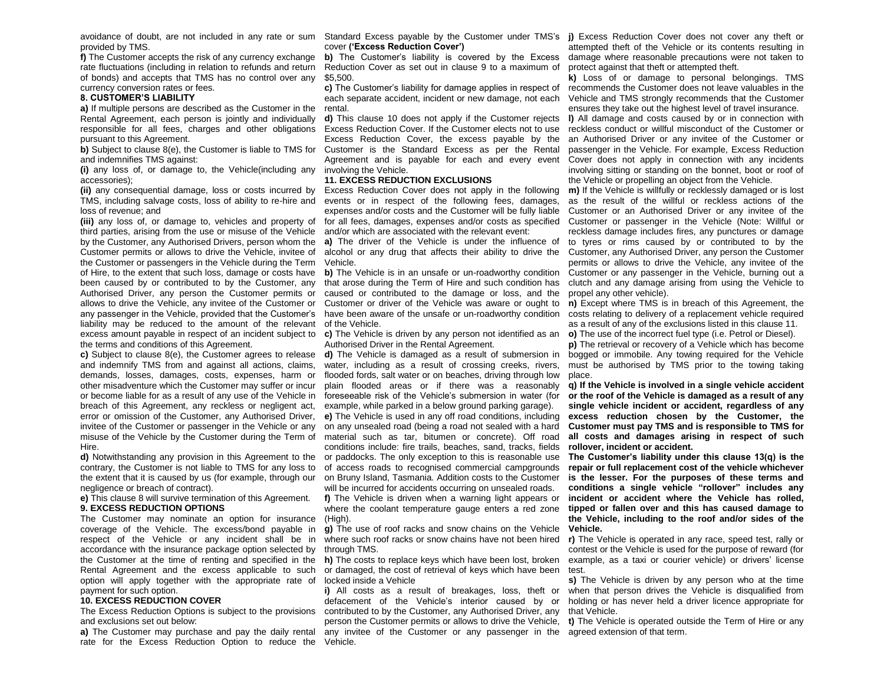avoidance of doubt, are not included in any rate or sum provided by TMS.

**f)** The Customer accepts the risk of any currency exchange rate fluctuations (including in relation to refunds and return of bonds) and accepts that TMS has no control over any currency conversion rates or fees.

### 8. CUSTOMER'S LIABILITY

**a)** If multiple persons are described as the Customer in the Rental Agreement, each person is jointly and individually responsible for all fees, charges and other obligations pursuant to this Agreement.

**b)** Subject to clause 8(e), the Customer is liable to TMS for and indemnifies TMS against:

**(i)** any loss of, or damage to, the Vehicle(including any accessories);

**(ii)** any consequential damage, loss or costs incurred by TMS, including salvage costs, loss of ability to re-hire and loss of revenue; and

**(iii)** any loss of, or damage to, vehicles and property of third parties, arising from the use or misuse of the Vehicle by the Customer, any Authorised Drivers, person whom the Customer permits or allows to drive the Vehicle, invitee of the Customer or passengers in the Vehicle during the Term of Hire, to the extent that such loss, damage or costs have been caused by or contributed to by the Customer, any Authorised Driver, any person the Customer permits or allows to drive the Vehicle, any invitee of the Customer or any passenger in the Vehicle, provided that the Customer's liability may be reduced to the amount of the relevant excess amount payable in respect of an incident subject to the terms and conditions of this Agreement.

**c)** Subject to clause 8(e), the Customer agrees to release and indemnify TMS from and against all actions, claims, demands, losses, damages, costs, expenses, harm or other misadventure which the Customer may suffer or incur or become liable for as a result of any use of the Vehicle in breach of this Agreement, any reckless or negligent act, error or omission of the Customer, any Authorised Driver, invitee of the Customer or passenger in the Vehicle or any misuse of the Vehicle by the Customer during the Term of Hire.

**d)** Notwithstanding any provision in this Agreement to the contrary, the Customer is not liable to TMS for any loss to the extent that it is caused by us (for example, through our negligence or breach of contract).

**e)** This clause 8 will survive termination of this Agreement.

### 9. EXCESS REDUCTION OPTIONS

The Customer may nominate an option for insurance coverage of the Vehicle. The excess/bond payable in respect of the Vehicle or any incident shall be in accordance with the insurance package option selected by the Customer at the time of renting and specified in the Rental Agreement and the excess applicable to such option will apply together with the appropriate rate of payment for such option.

### 10. EXCESS REDUCTION COVER

The Excess Reduction Options is subject to the provisions and exclusions set out below:

**a)** The Customer may purchase and pay the daily rental rate for the Excess Reduction Option to reduce the Standard Excess payable by the Customer under TMS's cover **('Excess Reduction Cover')**

**b)** The Customer's liability is covered by the Excess Reduction Cover as set out in clause 9 to a maximum of $5,500.

**c)** The Customer's liability for damage applies in respect of each separate accident, incident or new damage, not each rental.

**d)** This clause 10 does not apply if the Customer rejects Excess Reduction Cover. If the Customer elects not to use Excess Reduction Cover, the excess payable by the Customer is the Standard Excess as per the Rental Agreement and is payable for each and every event involving the Vehicle.

### 11. EXCESS REDUCTION EXCLUSIONS

Excess Reduction Cover does not apply in the following events or in respect of the following fees, damages, expenses and/or costs and the Customer will be fully liable for all fees, damages, expenses and/or costs as specified and/or which are associated with the relevant event:

**a)** The driver of the Vehicle is under the influence of alcohol or any drug that affects their ability to drive the Vehicle.

**b)** The Vehicle is in an unsafe or un-roadworthy condition that arose during the Term of Hire and such condition has caused or contributed to the damage or loss, and the Customer or driver of the Vehicle was aware or ought to have been aware of the unsafe or un-roadworthy condition of the Vehicle.

**c)** The Vehicle is driven by any person not identified as an Authorised Driver in the Rental Agreement.

**d)** The Vehicle is damaged as a result of submersion in water, including as a result of crossing creeks, rivers, flooded fords, salt water or on beaches, driving through low plain flooded areas or if there was a reasonably foreseeable risk of the Vehicle's submersion in water (for example, while parked in a below ground parking garage).

**e)** The Vehicle is used in any off road conditions, including on any unsealed road (being a road not sealed with a hard material such as tar, bitumen or concrete). Off road conditions include: fire trails, beaches, sand, tracks, fields or paddocks. The only exception to this is reasonable use of access roads to recognised commercial campgrounds on Bruny Island, Tasmania. Addition costs to the Customer will be incurred for accidents occurring on unsealed roads.

**f)** The Vehicle is driven when a warning light appears or where the coolant temperature gauge enters a red zone (High).

**g)** The use of roof racks and snow chains on the Vehicle where such roof racks or snow chains have not been hired through TMS.

**h)** The costs to replace keys which have been lost, broken or damaged, the cost of retrieval of keys which have been locked inside a Vehicle

**i)** All costs as a result of breakages, loss, theft or defacement of the Vehicle's interior caused by or contributed to by the Customer, any Authorised Driver, any person the Customer permits or allows to drive the Vehicle, any invitee of the Customer or any passenger in the Vehicle.

**j)** Excess Reduction Cover does not cover any theft or attempted theft of the Vehicle or its contents resulting in damage where reasonable precautions were not taken to protect against that theft or attempted theft.

**k)** Loss of or damage to personal belongings. TMS recommends the Customer does not leave valuables in the Vehicle and TMS strongly recommends that the Customer ensures they take out the highest level of travel insurance.

**l)** All damage and costs caused by or in connection with reckless conduct or willful misconduct of the Customer or an Authorised Driver or any invitee of the Customer or passenger in the Vehicle. For example, Excess Reduction Cover does not apply in connection with any incidents involving sitting or standing on the bonnet, boot or roof of the Vehicle or propelling an object from the Vehicle.

**m)** If the Vehicle is willfully or recklessly damaged or is lost as the result of the willful or reckless actions of the Customer or an Authorised Driver or any invitee of the Customer or passenger in the Vehicle (Note: Willful or reckless damage includes fires, any punctures or damage to tyres or rims caused by or contributed to by the Customer, any Authorised Driver, any person the Customer permits or allows to drive the Vehicle, any invitee of the Customer or any passenger in the Vehicle, burning out a clutch and any damage arising from using the Vehicle to propel any other vehicle).

**n)** Except where TMS is in breach of this Agreement, the costs relating to delivery of a replacement vehicle required as a result of any of the exclusions listed in this clause 11.

**o)** The use of the incorrect fuel type (i.e. Petrol or Diesel).

**p)** The retrieval or recovery of a Vehicle which has become bogged or immobile. Any towing required for the Vehicle must be authorised by TMS prior to the towing taking place.

**q) If the Vehicle is involved in a single vehicle accident or the roof of the Vehicle is damaged as a result of any single vehicle incident or accident, regardless of any excess reduction chosen by the Customer, the Customer must pay TMS and is responsible to TMS for all costs and damages arising in respect of such rollover, incident or accident.**

**The Customer's liability under this clause 13(q) is the repair or full replacement cost of the vehicle whichever is the lesser. For the purposes of these terms and conditions a single vehicle "rollover" includes any incident or accident where the Vehicle has rolled, tipped or fallen over and this has caused damage to the Vehicle, including to the roof and/or sides of the Vehicle.**

**r)** The Vehicle is operated in any race, speed test, rally or contest or the Vehicle is used for the purpose of reward (for example, as a taxi or courier vehicle) or drivers' license test.

**s)** The Vehicle is driven by any person who at the time when that person drives the Vehicle is disqualified from holding or has never held a driver licence appropriate for that Vehicle.

**t)** The Vehicle is operated outside the Term of Hire or any agreed extension of that term.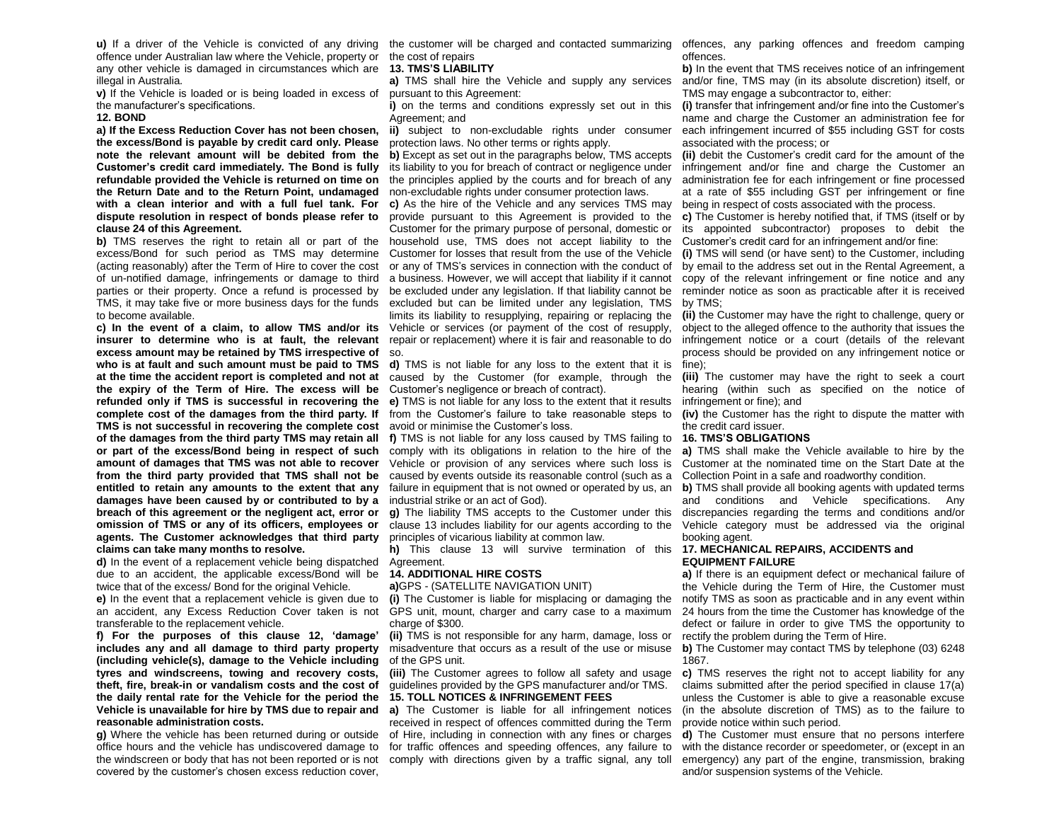**u)** If a driver of the Vehicle is convicted of any driving offence under Australian law where the Vehicle, property or any other vehicle is damaged in circumstances which are illegal in Australia.

**v)** If the Vehicle is loaded or is being loaded in excess of the manufacturer's specifications.

**12. BOND**

**a) If the Excess Reduction Cover has not been chosen, the excess/Bond is payable by credit card only. Please note the relevant amount will be debited from the Customer's credit card immediately. The Bond is fully refundable provided the Vehicle is returned on time on the Return Date and to the Return Point, undamaged with a clean interior and with a full fuel tank. For dispute resolution in respect of bonds please refer to clause 24 of this Agreement.**

**b)** TMS reserves the right to retain all or part of the excess/Bond for such period as TMS may determine (acting reasonably) after the Term of Hire to cover the cost of un-notified damage, infringements or damage to third parties or their property. Once a refund is processed by TMS, it may take five or more business days for the funds to become available.

**c) In the event of a claim, to allow TMS and/or its insurer to determine who is at fault, the relevant excess amount may be retained by TMS irrespective of who is at fault and such amount must be paid to TMS at the time the accident report is completed and not at the expiry of the Term of Hire. The excess will be refunded only if TMS is successful in recovering the complete cost of the damages from the third party. If TMS is not successful in recovering the complete cost of the damages from the third party TMS may retain all or part of the excess/Bond being in respect of such amount of damages that TMS was not able to recover from the third party provided that TMS shall not be entitled to retain any amounts to the extent that any damages have been caused by or contributed to by a breach of this agreement or the negligent act, error or omission of TMS or any of its officers, employees or agents. The Customer acknowledges that third party claims can take many months to resolve.**

**d)** In the event of a replacement vehicle being dispatched due to an accident, the applicable excess/Bond will be twice that of the excess/ Bond for the original Vehicle.

**e)** In the event that a replacement vehicle is given due to an accident, any Excess Reduction Cover taken is not transferable to the replacement vehicle.

**f) For the purposes of this clause 12, 'damage' includes any and all damage to third party property (including vehicle(s), damage to the Vehicle including tyres and windscreens, towing and recovery costs, theft, fire, break-in or vandalism costs and the cost of the daily rental rate for the Vehicle for the period the Vehicle is unavailable for hire by TMS due to repair and reasonable administration costs.**

**g)** Where the vehicle has been returned during or outside office hours and the vehicle has undiscovered damage to the windscreen or body that has not been reported or is not covered by the customer's chosen excess reduction cover, the customer will be charged and contacted summarizing the cost of repairs

**13. TMS'S LIABILITY**

**a)** TMS shall hire the Vehicle and supply any services pursuant to this Agreement:

**i)** on the terms and conditions expressly set out in this Agreement; and

**ii)** subject to non-excludable rights under consumer protection laws. No other terms or rights apply.

**b)** Except as set out in the paragraphs below, TMS accepts its liability to you for breach of contract or negligence under the principles applied by the courts and for breach of any non-excludable rights under consumer protection laws.

**c)** As the hire of the Vehicle and any services TMS may provide pursuant to this Agreement is provided to the Customer for the primary purpose of personal, domestic or household use, TMS does not accept liability to the Customer for losses that result from the use of the Vehicle or any of TMS's services in connection with the conduct of a business. However, we will accept that liability if it cannot be excluded under any legislation. If that liability cannot be excluded but can be limited under any legislation, TMS limits its liability to resupplying, repairing or replacing the Vehicle or services (or payment of the cost of resupply, repair or replacement) where it is fair and reasonable to do so.

**d)** TMS is not liable for any loss to the extent that it is caused by the Customer (for example, through the Customer's negligence or breach of contract).

**e)** TMS is not liable for any loss to the extent that it results from the Customer's failure to take reasonable steps to avoid or minimise the Customer's loss.

**f)** TMS is not liable for any loss caused by TMS failing to comply with its obligations in relation to the hire of the Vehicle or provision of any services where such loss is caused by events outside its reasonable control (such as a failure in equipment that is not owned or operated by us, an industrial strike or an act of God).

**g)** The liability TMS accepts to the Customer under this clause 13 includes liability for our agents according to the principles of vicarious liability at common law.

**h)** This clause 13 will survive termination of this Agreement.

**14. ADDITIONAL HIRE COSTS**

**a)**GPS - (SATELLITE NAVIGATION UNIT)

**(i)** The Customer is liable for misplacing or damaging the GPS unit, mount, charger and carry case to a maximum charge of $300.

**(ii)** TMS is not responsible for any harm, damage, loss or misadventure that occurs as a result of the use or misuse of the GPS unit.

**(iii)** The Customer agrees to follow all safety and usage guidelines provided by the GPS manufacturer and/or TMS.

**15. TOLL NOTICES & INFRINGEMENT FEES**

**a)** The Customer is liable for all infringement notices received in respect of offences committed during the Term of Hire, including in connection with any fines or charges for traffic offences and speeding offences, any failure to comply with directions given by a traffic signal, any toll offences, any parking offences and freedom camping offences.

**b)** In the event that TMS receives notice of an infringement and/or fine, TMS may (in its absolute discretion) itself, or TMS may engage a subcontractor to, either:

**(i)** transfer that infringement and/or fine into the Customer's name and charge the Customer an administration fee for each infringement incurred of $55 including GST for costs associated with the process; or

**(ii)** debit the Customer's credit card for the amount of the infringement and/or fine and charge the Customer an administration fee for each infringement or fine processed at a rate of $55 including GST per infringement or fine being in respect of costs associated with the process.

**c)** The Customer is hereby notified that, if TMS (itself or by its appointed subcontractor) proposes to debit the Customer's credit card for an infringement and/or fine:

**(i)** TMS will send (or have sent) to the Customer, including by email to the address set out in the Rental Agreement, a copy of the relevant infringement or fine notice and any reminder notice as soon as practicable after it is received by TMS;

**(ii)** the Customer may have the right to challenge, query or object to the alleged offence to the authority that issues the infringement notice or a court (details of the relevant process should be provided on any infringement notice or fine);

**(iii)** The customer may have the right to seek a court hearing (within such as specified on the notice of infringement or fine); and

**(iv)** the Customer has the right to dispute the matter with the credit card issuer.

**16. TMS'S OBLIGATIONS**

**a)** TMS shall make the Vehicle available to hire by the Customer at the nominated time on the Start Date at the Collection Point in a safe and roadworthy condition.

**b)** TMS shall provide all booking agents with updated terms and conditions and Vehicle specifications. Any discrepancies regarding the terms and conditions and/or Vehicle category must be addressed via the original booking agent.

**17. MECHANICAL REPAIRS, ACCIDENTS and EQUIPMENT FAILURE**

**a)** If there is an equipment defect or mechanical failure of the Vehicle during the Term of Hire, the Customer must notify TMS as soon as practicable and in any event within 24 hours from the time the Customer has knowledge of the defect or failure in order to give TMS the opportunity to rectify the problem during the Term of Hire.

**b)** The Customer may contact TMS by telephone (03) 6248 1867.

**c)** TMS reserves the right not to accept liability for any claims submitted after the period specified in clause 17(a) unless the Customer is able to give a reasonable excuse (in the absolute discretion of TMS) as to the failure to provide notice within such period.

**d)** The Customer must ensure that no persons interfere with the distance recorder or speedometer, or (except in an emergency) any part of the engine, transmission, braking and/or suspension systems of the Vehicle.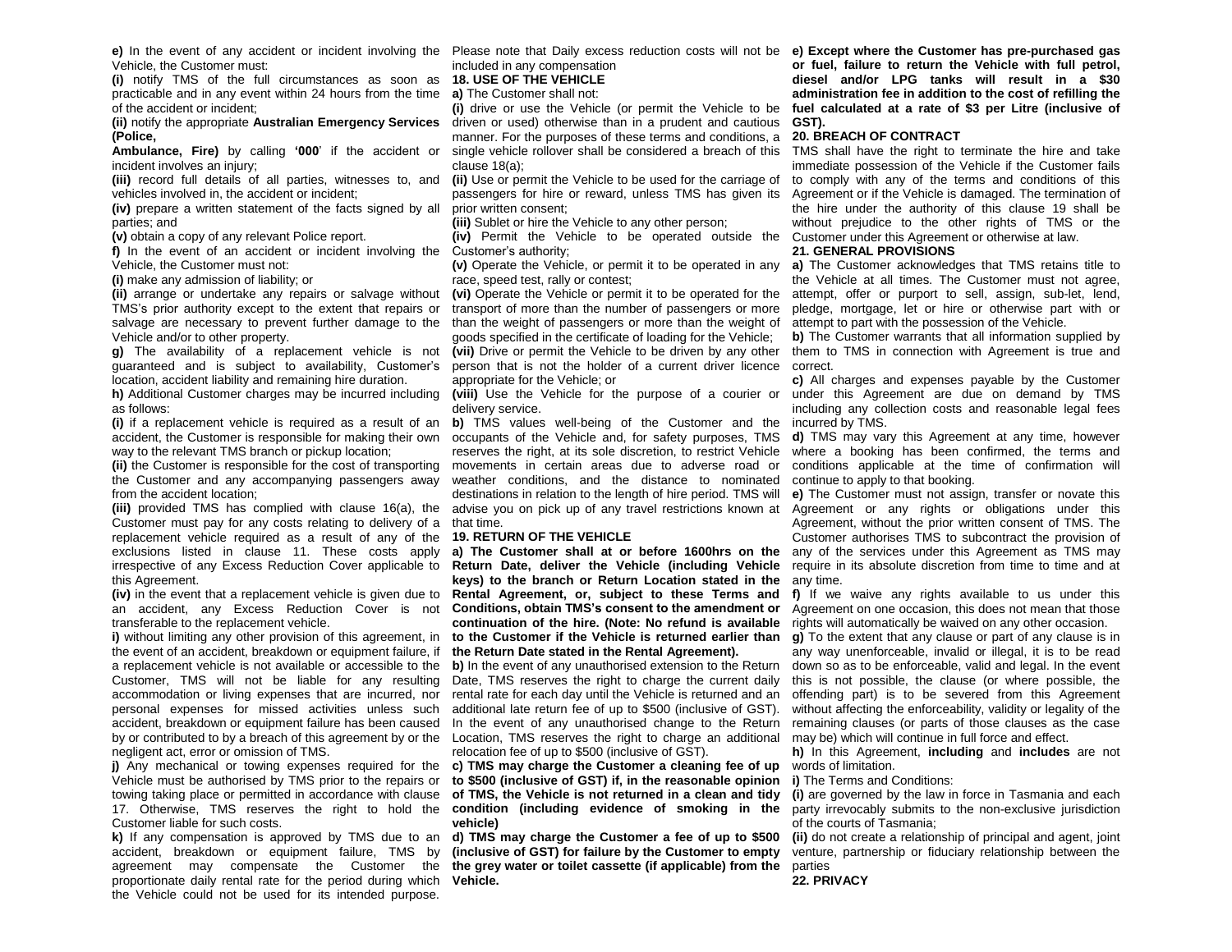**e)** In the event of any accident or incident involving the Vehicle, the Customer must:

**(i)** notify TMS of the full circumstances as soon as practicable and in any event within 24 hours from the time of the accident or incident;

**(ii)** notify the appropriate **Australian Emergency Services (Police, Ambulance, Fire)** by calling **'000**' if the accident or incident involves an injury;

**(iii)** record full details of all parties, witnesses to, and vehicles involved in, the accident or incident;

**(iv)** prepare a written statement of the facts signed by all parties; and

**(v)** obtain a copy of any relevant Police report.

**f)** In the event of an accident or incident involving the Vehicle, the Customer must not:

**(i)** make any admission of liability; or

**(ii)** arrange or undertake any repairs or salvage without TMS's prior authority except to the extent that repairs or salvage are necessary to prevent further damage to the Vehicle and/or to other property.

**g)** The availability of a replacement vehicle is not guaranteed and is subject to availability, Customer's location, accident liability and remaining hire duration.

**h)** Additional Customer charges may be incurred including as follows:

**(i)** if a replacement vehicle is required as a result of an accident, the Customer is responsible for making their own way to the relevant TMS branch or pickup location;

**(ii)** the Customer is responsible for the cost of transporting the Customer and any accompanying passengers away from the accident location;

**(iii)** provided TMS has complied with clause 16(a), the Customer must pay for any costs relating to delivery of a replacement vehicle required as a result of any of the exclusions listed in clause 11. These costs apply irrespective of any Excess Reduction Cover applicable to this Agreement.

**(iv)** in the event that a replacement vehicle is given due to an accident, any Excess Reduction Cover is not transferable to the replacement vehicle.

**i)** without limiting any other provision of this agreement, in the event of an accident, breakdown or equipment failure, if a replacement vehicle is not available or accessible to the Customer, TMS will not be liable for any resulting accommodation or living expenses that are incurred, nor personal expenses for missed activities unless such accident, breakdown or equipment failure has been caused by or contributed to by a breach of this agreement by or the negligent act, error or omission of TMS.

**j)** Any mechanical or towing expenses required for the Vehicle must be authorised by TMS prior to the repairs or towing taking place or permitted in accordance with clause 17. Otherwise, TMS reserves the right to hold the Customer liable for such costs.

**k)** If any compensation is approved by TMS due to an accident, breakdown or equipment failure, TMS by agreement may compensate the Customer the proportionate daily rental rate for the period during which the Vehicle could not be used for its intended purpose. Please note that Daily excess reduction costs will not be included in any compensation

**18. USE OF THE VEHICLE**

**a)** The Customer shall not:

**(i)** drive or use the Vehicle (or permit the Vehicle to be driven or used) otherwise than in a prudent and cautious manner. For the purposes of these terms and conditions, a single vehicle rollover shall be considered a breach of this clause 18(a);

**(ii)** Use or permit the Vehicle to be used for the carriage of passengers for hire or reward, unless TMS has given its prior written consent;

**(iii)** Sublet or hire the Vehicle to any other person;

**(iv)** Permit the Vehicle to be operated outside the Customer's authority;

**(v)** Operate the Vehicle, or permit it to be operated in any race, speed test, rally or contest;

**(vi)** Operate the Vehicle or permit it to be operated for the transport of more than the number of passengers or more than the weight of passengers or more than the weight of goods specified in the certificate of loading for the Vehicle;

**(vii)** Drive or permit the Vehicle to be driven by any other person that is not the holder of a current driver licence appropriate for the Vehicle; or

**(viii)** Use the Vehicle for the purpose of a courier or delivery service.

**b)** TMS values well-being of the Customer and the occupants of the Vehicle and, for safety purposes, TMS reserves the right, at its sole discretion, to restrict Vehicle movements in certain areas due to adverse road or weather conditions, and the distance to nominated destinations in relation to the length of hire period. TMS will advise you on pick up of any travel restrictions known at that time.

**19. RETURN OF THE VEHICLE**

**a) The Customer shall at or before 1600hrs on the Return Date, deliver the Vehicle (including Vehicle keys) to the branch or Return Location stated in the Rental Agreement, or, subject to these Terms and Conditions, obtain TMS's consent to the amendment or continuation of the hire. (Note: No refund is available to the Customer if the Vehicle is returned earlier than the Return Date stated in the Rental Agreement).**

**b)** In the event of any unauthorised extension to the Return Date, TMS reserves the right to charge the current daily rental rate for each day until the Vehicle is returned and an additional late return fee of up to $500 (inclusive of GST). In the event of any unauthorised change to the Return Location, TMS reserves the right to charge an additional relocation fee of up to $500 (inclusive of GST).

**c) TMS may charge the Customer a cleaning fee of up to $500 (inclusive of GST) if, in the reasonable opinion of TMS, the Vehicle is not returned in a clean and tidy condition (including evidence of smoking in the vehicle)**

**d) TMS may charge the Customer a fee of up to $500 (inclusive of GST) for failure by the Customer to empty the grey water or toilet cassette (if applicable) from the Vehicle.**

**e) Except where the Customer has pre-purchased gas or fuel, failure to return the Vehicle with full petrol, diesel and/or LPG tanks will result in a $30 administration fee in addition to the cost of refilling the fuel calculated at a rate of $3 per Litre (inclusive of GST).**

**20. BREACH OF CONTRACT**

TMS shall have the right to terminate the hire and take immediate possession of the Vehicle if the Customer fails to comply with any of the terms and conditions of this Agreement or if the Vehicle is damaged. The termination of the hire under the authority of this clause 19 shall be without prejudice to the other rights of TMS or the Customer under this Agreement or otherwise at law.

**21. GENERAL PROVISIONS**

**a)** The Customer acknowledges that TMS retains title to the Vehicle at all times. The Customer must not agree, attempt, offer or purport to sell, assign, sub-let, lend, pledge, mortgage, let or hire or otherwise part with or attempt to part with the possession of the Vehicle.

**b)** The Customer warrants that all information supplied by them to TMS in connection with Agreement is true and correct.

**c)** All charges and expenses payable by the Customer under this Agreement are due on demand by TMS including any collection costs and reasonable legal fees incurred by TMS.

**d)** TMS may vary this Agreement at any time, however where a booking has been confirmed, the terms and conditions applicable at the time of confirmation will continue to apply to that booking.

**e)** The Customer must not assign, transfer or novate this Agreement or any rights or obligations under this Agreement, without the prior written consent of TMS. The Customer authorises TMS to subcontract the provision of any of the services under this Agreement as TMS may require in its absolute discretion from time to time and at any time.

**f)** If we waive any rights available to us under this Agreement on one occasion, this does not mean that those rights will automatically be waived on any other occasion.

**g)** To the extent that any clause or part of any clause is in any way unenforceable, invalid or illegal, it is to be read down so as to be enforceable, valid and legal. In the event this is not possible, the clause (or where possible, the offending part) is to be severed from this Agreement without affecting the enforceability, validity or legality of the remaining clauses (or parts of those clauses as the case may be) which will continue in full force and effect.

**h)** In this Agreement, **including** and **includes** are not words of limitation.

**i)** The Terms and Conditions:

**(i)** are governed by the law in force in Tasmania and each party irrevocably submits to the non-exclusive jurisdiction of the courts of Tasmania;

**(ii)** do not create a relationship of principal and agent, joint venture, partnership or fiduciary relationship between the parties

**22. PRIVACY**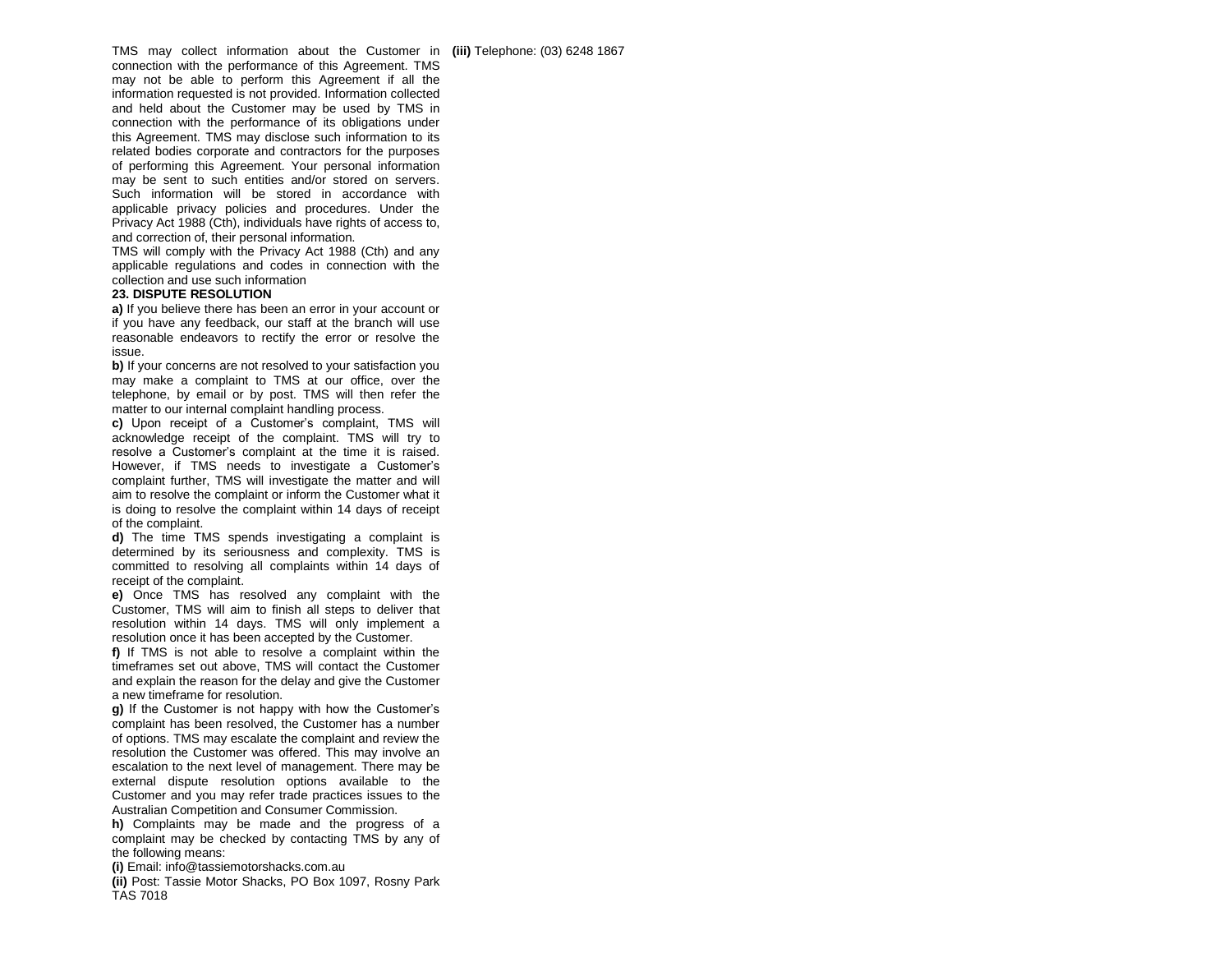TMS may collect information about the Customer in connection with the performance of this Agreement. TMS may not be able to perform this Agreement if all the information requested is not provided. Information collected and held about the Customer may be used by TMS in connection with the performance of its obligations under this Agreement. TMS may disclose such information to its related bodies corporate and contractors for the purposes of performing this Agreement. Your personal information may be sent to such entities and/or stored on servers. Such information will be stored in accordance with applicable privacy policies and procedures. Under the Privacy Act 1988 (Cth), individuals have rights of access to, and correction of, their personal information.

TMS will comply with the Privacy Act 1988 (Cth) and any applicable regulations and codes in connection with the collection and use such information

**23. DISPUTE RESOLUTION**

**a)** If you believe there has been an error in your account or if you have any feedback, our staff at the branch will use reasonable endeavors to rectify the error or resolve the issue.

**b)** If your concerns are not resolved to your satisfaction you may make a complaint to TMS at our office, over the telephone, by email or by post. TMS will then refer the matter to our internal complaint handling process.

**c)** Upon receipt of a Customer's complaint, TMS will acknowledge receipt of the complaint. TMS will try to resolve a Customer's complaint at the time it is raised. However, if TMS needs to investigate a Customer's complaint further, TMS will investigate the matter and will aim to resolve the complaint or inform the Customer what it is doing to resolve the complaint within 14 days of receipt of the complaint.

**d)** The time TMS spends investigating a complaint is determined by its seriousness and complexity. TMS is committed to resolving all complaints within 14 days of receipt of the complaint.

**e)** Once TMS has resolved any complaint with the Customer, TMS will aim to finish all steps to deliver that resolution within 14 days. TMS will only implement a resolution once it has been accepted by the Customer.

**f)** If TMS is not able to resolve a complaint within the timeframes set out above, TMS will contact the Customer and explain the reason for the delay and give the Customer a new timeframe for resolution.

**g)** If the Customer is not happy with how the Customer's complaint has been resolved, the Customer has a number of options. TMS may escalate the complaint and review the resolution the Customer was offered. This may involve an escalation to the next level of management. There may be external dispute resolution options available to the Customer and you may refer trade practices issues to the Australian Competition and Consumer Commission.

**h)** Complaints may be made and the progress of a complaint may be checked by contacting TMS by any of the following means:

**(i)** Email: info@tassiemotorshacks.com.au

**(ii)** Post: Tassie Motor Shacks, PO Box 1097, Rosny Park TAS 7018

**(iii)** Telephone: (03) 6248 1867